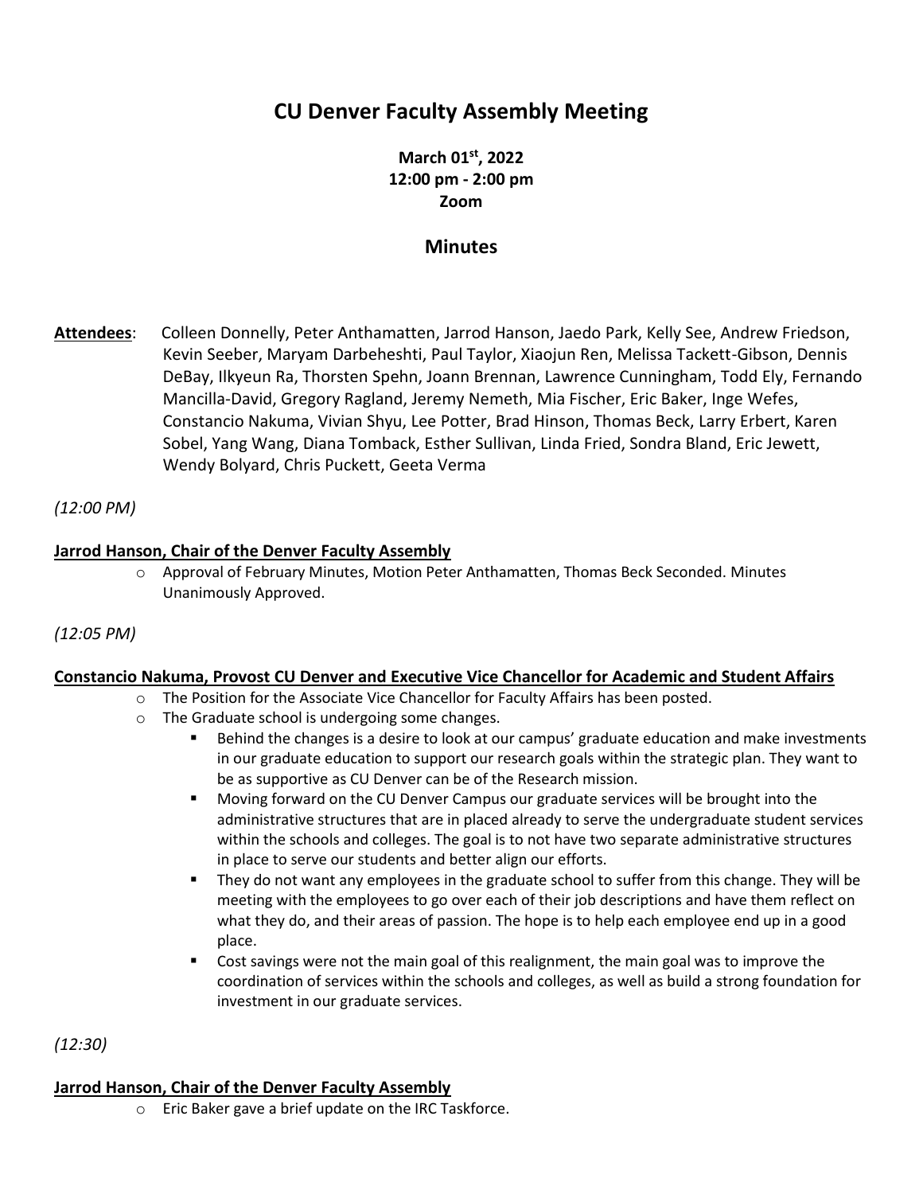# CU Denver Faculty Assembly Meeting

**March 01st, 2022**
**12:00 pm - 2:00 pm**
**Zoom**

## Minutes

**Attendees**: Colleen Donnelly, Peter Anthamatten, Jarrod Hanson, Jaedo Park, Kelly See, Andrew Friedson, Kevin Seeber, Maryam Darbeheshti, Paul Taylor, Xiaojun Ren, Melissa Tackett-Gibson, Dennis DeBay, Ilkyeun Ra, Thorsten Spehn, Joann Brennan, Lawrence Cunningham, Todd Ely, Fernando Mancilla-David, Gregory Ragland, Jeremy Nemeth, Mia Fischer, Eric Baker, Inge Wefes, Constancio Nakuma, Vivian Shyu, Lee Potter, Brad Hinson, Thomas Beck, Larry Erbert, Karen Sobel, Yang Wang, Diana Tomback, Esther Sullivan, Linda Fried, Sondra Bland, Eric Jewett, Wendy Bolyard, Chris Puckett, Geeta Verma

*(12:00 PM)*

**Jarrod Hanson, Chair of the Denver Faculty Assembly**

- Approval of February Minutes, Motion Peter Anthamatten, Thomas Beck Seconded. Minutes Unanimously Approved.

*(12:05 PM)*

**Constancio Nakuma, Provost CU Denver and Executive Vice Chancellor for Academic and Student Affairs**

- The Position for the Associate Vice Chancellor for Faculty Affairs has been posted.
- The Graduate school is undergoing some changes.
  - Behind the changes is a desire to look at our campus' graduate education and make investments in our graduate education to support our research goals within the strategic plan. They want to be as supportive as CU Denver can be of the Research mission.
  - Moving forward on the CU Denver Campus our graduate services will be brought into the administrative structures that are in placed already to serve the undergraduate student services within the schools and colleges. The goal is to not have two separate administrative structures in place to serve our students and better align our efforts.
  - They do not want any employees in the graduate school to suffer from this change. They will be meeting with the employees to go over each of their job descriptions and have them reflect on what they do, and their areas of passion. The hope is to help each employee end up in a good place.
  - Cost savings were not the main goal of this realignment, the main goal was to improve the coordination of services within the schools and colleges, as well as build a strong foundation for investment in our graduate services.

*(12:30)*

**Jarrod Hanson, Chair of the Denver Faculty Assembly**

- Eric Baker gave a brief update on the IRC Taskforce.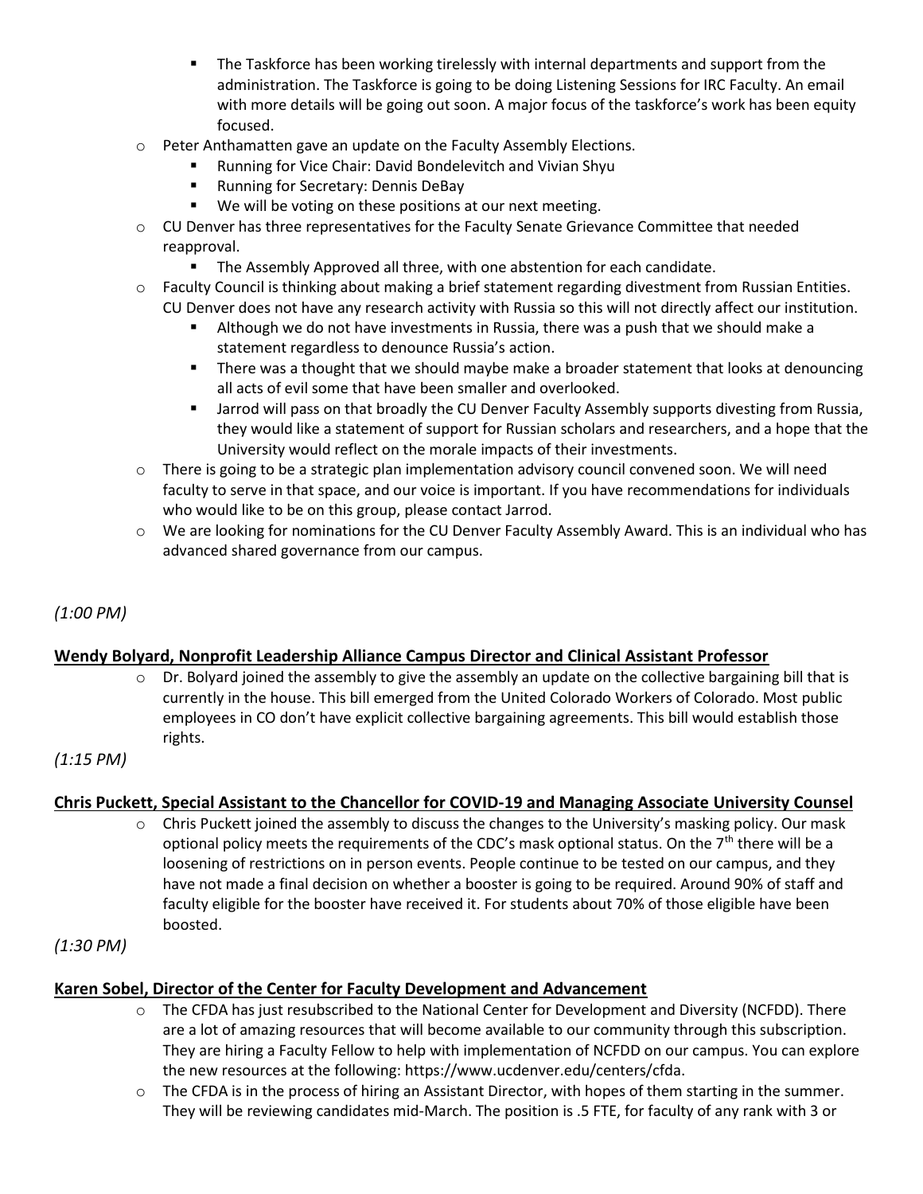- The Taskforce has been working tirelessly with internal departments and support from the administration. The Taskforce is going to be doing Listening Sessions for IRC Faculty. An email with more details will be going out soon. A major focus of the taskforce's work has been equity focused.
- Peter Anthamatten gave an update on the Faculty Assembly Elections.
    - Running for Vice Chair: David Bondelevitch and Vivian Shyu
    - Running for Secretary: Dennis DeBay
    - We will be voting on these positions at our next meeting.
- CU Denver has three representatives for the Faculty Senate Grievance Committee that needed reapproval.
    - The Assembly Approved all three, with one abstention for each candidate.
- Faculty Council is thinking about making a brief statement regarding divestment from Russian Entities. CU Denver does not have any research activity with Russia so this will not directly affect our institution.
    - Although we do not have investments in Russia, there was a push that we should make a statement regardless to denounce Russia's action.
    - There was a thought that we should maybe make a broader statement that looks at denouncing all acts of evil some that have been smaller and overlooked.
    - Jarrod will pass on that broadly the CU Denver Faculty Assembly supports divesting from Russia, they would like a statement of support for Russian scholars and researchers, and a hope that the University would reflect on the morale impacts of their investments.
- There is going to be a strategic plan implementation advisory council convened soon. We will need faculty to serve in that space, and our voice is important. If you have recommendations for individuals who would like to be on this group, please contact Jarrod.
- We are looking for nominations for the CU Denver Faculty Assembly Award. This is an individual who has advanced shared governance from our campus.

*(1:00 PM)*

**Wendy Bolyard, Nonprofit Leadership Alliance Campus Director and Clinical Assistant Professor**

- Dr. Bolyard joined the assembly to give the assembly an update on the collective bargaining bill that is currently in the house. This bill emerged from the United Colorado Workers of Colorado. Most public employees in CO don't have explicit collective bargaining agreements. This bill would establish those rights.

*(1:15 PM)*

**Chris Puckett, Special Assistant to the Chancellor for COVID-19 and Managing Associate University Counsel**

- Chris Puckett joined the assembly to discuss the changes to the University's masking policy. Our mask optional policy meets the requirements of the CDC's mask optional status. On the 7th there will be a loosening of restrictions on in person events. People continue to be tested on our campus, and they have not made a final decision on whether a booster is going to be required. Around 90% of staff and faculty eligible for the booster have received it. For students about 70% of those eligible have been boosted.

*(1:30 PM)*

**Karen Sobel, Director of the Center for Faculty Development and Advancement**

- The CFDA has just resubscribed to the National Center for Development and Diversity (NCFDD). There are a lot of amazing resources that will become available to our community through this subscription. They are hiring a Faculty Fellow to help with implementation of NCFDD on our campus. You can explore the new resources at the following: https://www.ucdenver.edu/centers/cfda.
- The CFDA is in the process of hiring an Assistant Director, with hopes of them starting in the summer. They will be reviewing candidates mid-March. The position is .5 FTE, for faculty of any rank with 3 or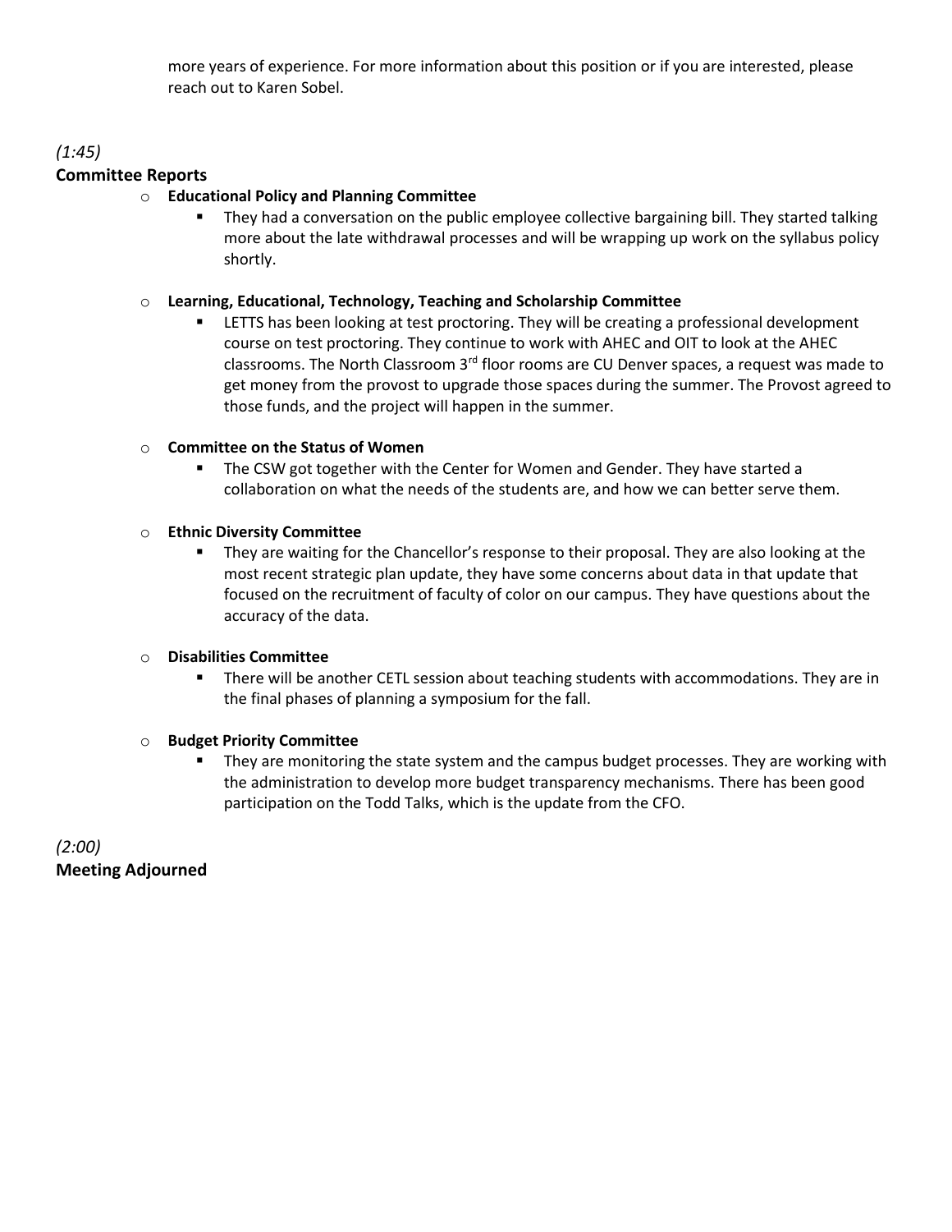more years of experience. For more information about this position or if you are interested, please reach out to Karen Sobel.

*(1:45)*

**Committee Reports**

- **Educational Policy and Planning Committee**
  - They had a conversation on the public employee collective bargaining bill. They started talking more about the late withdrawal processes and will be wrapping up work on the syllabus policy shortly.

- **Learning, Educational, Technology, Teaching and Scholarship Committee**
  - LETTS has been looking at test proctoring. They will be creating a professional development course on test proctoring. They continue to work with AHEC and OIT to look at the AHEC classrooms. The North Classroom 3rd floor rooms are CU Denver spaces, a request was made to get money from the provost to upgrade those spaces during the summer. The Provost agreed to those funds, and the project will happen in the summer.

- **Committee on the Status of Women**
  - The CSW got together with the Center for Women and Gender. They have started a collaboration on what the needs of the students are, and how we can better serve them.

- **Ethnic Diversity Committee**
  - They are waiting for the Chancellor's response to their proposal. They are also looking at the most recent strategic plan update, they have some concerns about data in that update that focused on the recruitment of faculty of color on our campus. They have questions about the accuracy of the data.

- **Disabilities Committee**
  - There will be another CETL session about teaching students with accommodations. They are in the final phases of planning a symposium for the fall.

- **Budget Priority Committee**
  - They are monitoring the state system and the campus budget processes. They are working with the administration to develop more budget transparency mechanisms. There has been good participation on the Todd Talks, which is the update from the CFO.

*(2:00)*

**Meeting Adjourned**